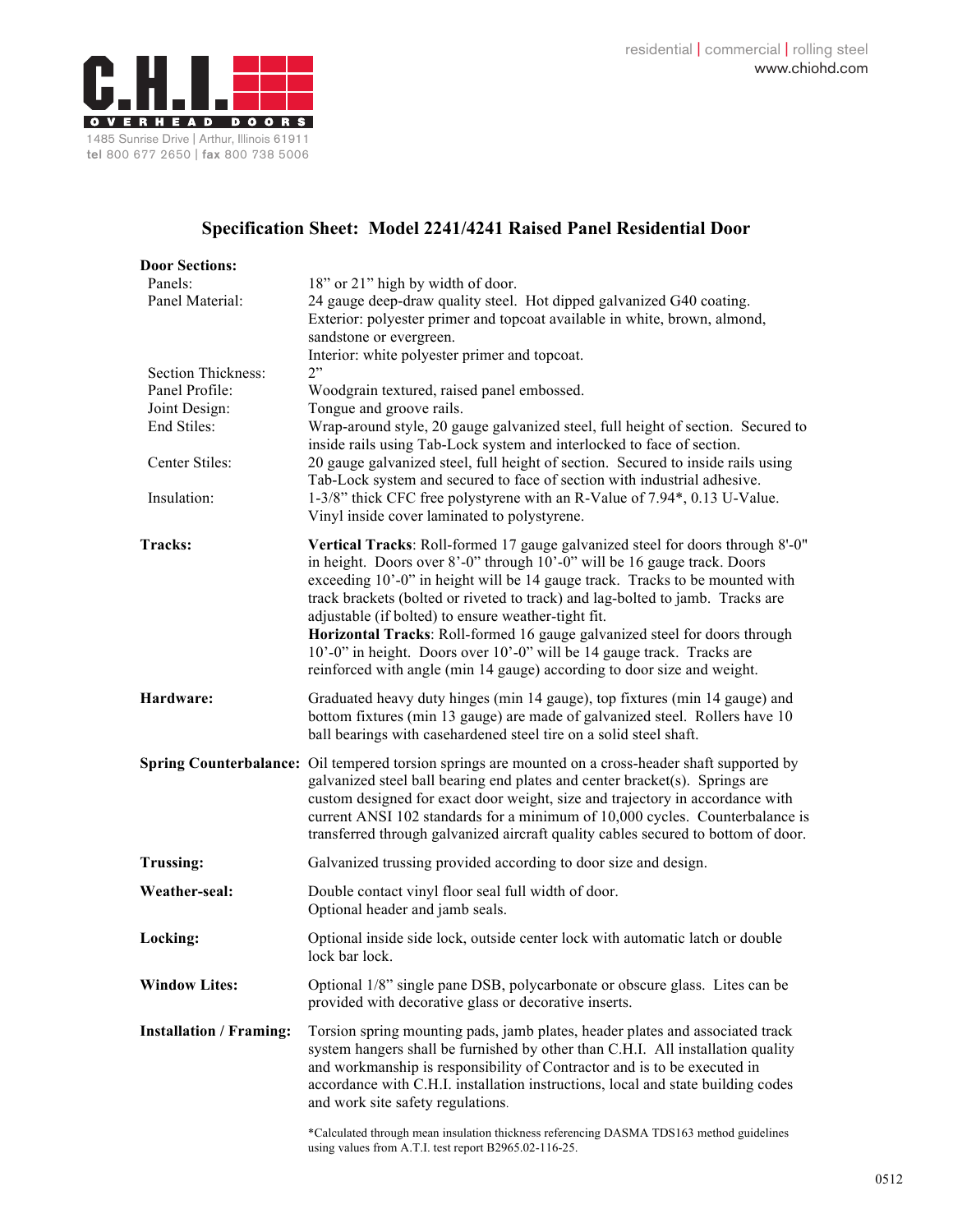C.H.I. OVERHEAD DOORS

1485 Sunrise Drive | Arthur, Illinois 61911
**tel** 800 677 2650 | **fax** 800 738 5006

residential | commercial | rolling steel
www.chiohd.com

# Specification Sheet: Model 2241/4241 Raised Panel Residential Door

**Door Sections:**

| | |
|---|---|
| Panels: | 18" or 21" high by width of door. |
| Panel Material: | 24 gauge deep-draw quality steel. Hot dipped galvanized G40 coating. Exterior: polyester primer and topcoat available in white, brown, almond, sandstone or evergreen. Interior: white polyester primer and topcoat. |
| Section Thickness: | 2" |
| Panel Profile: | Woodgrain textured, raised panel embossed. |
| Joint Design: | Tongue and groove rails. |
| End Stiles: | Wrap-around style, 20 gauge galvanized steel, full height of section. Secured to inside rails using Tab-Lock system and interlocked to face of section. |
| Center Stiles: | 20 gauge galvanized steel, full height of section. Secured to inside rails using Tab-Lock system and secured to face of section with industrial adhesive. |
| Insulation: | 1-3/8" thick CFC free polystyrene with an R-Value of 7.94*, 0.13 U-Value. Vinyl inside cover laminated to polystyrene. |

**Tracks:** **Vertical Tracks**: Roll-formed 17 gauge galvanized steel for doors through 8'-0" in height. Doors over 8'-0" through 10'-0" will be 16 gauge track. Doors exceeding 10'-0" in height will be 14 gauge track. Tracks to be mounted with track brackets (bolted or riveted to track) and lag-bolted to jamb. Tracks are adjustable (if bolted) to ensure weather-tight fit.
**Horizontal Tracks**: Roll-formed 16 gauge galvanized steel for doors through 10'-0" in height. Doors over 10'-0" will be 14 gauge track. Tracks are reinforced with angle (min 14 gauge) according to door size and weight.

**Hardware:** Graduated heavy duty hinges (min 14 gauge), top fixtures (min 14 gauge) and bottom fixtures (min 13 gauge) are made of galvanized steel. Rollers have 10 ball bearings with casehardened steel tire on a solid steel shaft.

**Spring Counterbalance:** Oil tempered torsion springs are mounted on a cross-header shaft supported by galvanized steel ball bearing end plates and center bracket(s). Springs are custom designed for exact door weight, size and trajectory in accordance with current ANSI 102 standards for a minimum of 10,000 cycles. Counterbalance is transferred through galvanized aircraft quality cables secured to bottom of door.

**Trussing:** Galvanized trussing provided according to door size and design.

**Weather-seal:** Double contact vinyl floor seal full width of door.
Optional header and jamb seals.

**Locking:** Optional inside side lock, outside center lock with automatic latch or double lock bar lock.

**Window Lites:** Optional 1/8" single pane DSB, polycarbonate or obscure glass. Lites can be provided with decorative glass or decorative inserts.

**Installation / Framing:** Torsion spring mounting pads, jamb plates, header plates and associated track system hangers shall be furnished by other than C.H.I. All installation quality and workmanship is responsibility of Contractor and is to be executed in accordance with C.H.I. installation instructions, local and state building codes and work site safety regulations.

*Calculated through mean insulation thickness referencing DASMA TDS163 method guidelines using values from A.T.I. test report B2965.02-116-25.

0512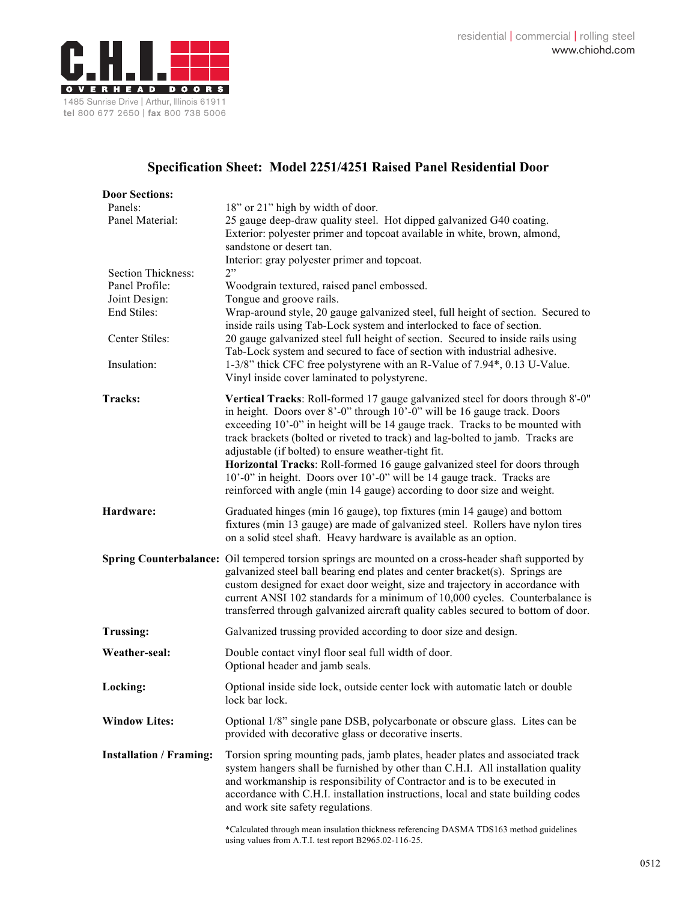residential | commercial | rolling steel
www.chiohd.com

C.H.I. OVERHEAD DOORS
1485 Sunrise Drive | Arthur, Illinois 61911
**tel** 800 677 2650 | **fax** 800 738 5006

# Specification Sheet: Model 2251/4251 Raised Panel Residential Door

**Door Sections:**

| | |
|---|---|
| Panels: | 18" or 21" high by width of door. |
| Panel Material: | 25 gauge deep-draw quality steel. Hot dipped galvanized G40 coating. Exterior: polyester primer and topcoat available in white, brown, almond, sandstone or desert tan. Interior: gray polyester primer and topcoat. |
| Section Thickness: | 2" |
| Panel Profile: | Woodgrain textured, raised panel embossed. |
| Joint Design: | Tongue and groove rails. |
| End Stiles: | Wrap-around style, 20 gauge galvanized steel, full height of section. Secured to inside rails using Tab-Lock system and interlocked to face of section. |
| Center Stiles: | 20 gauge galvanized steel full height of section. Secured to inside rails using Tab-Lock system and secured to face of section with industrial adhesive. |
| Insulation: | 1-3/8" thick CFC free polystyrene with an R-Value of 7.94*, 0.13 U-Value. Vinyl inside cover laminated to polystyrene. |

**Tracks:** **Vertical Tracks**: Roll-formed 17 gauge galvanized steel for doors through 8'-0" in height. Doors over 8'-0" through 10'-0" will be 16 gauge track. Doors exceeding 10'-0" in height will be 14 gauge track. Tracks to be mounted with track brackets (bolted or riveted to track) and lag-bolted to jamb. Tracks are adjustable (if bolted) to ensure weather-tight fit.
**Horizontal Tracks**: Roll-formed 16 gauge galvanized steel for doors through 10'-0" in height. Doors over 10'-0" will be 14 gauge track. Tracks are reinforced with angle (min 14 gauge) according to door size and weight.

**Hardware:** Graduated hinges (min 16 gauge), top fixtures (min 14 gauge) and bottom fixtures (min 13 gauge) are made of galvanized steel. Rollers have nylon tires on a solid steel shaft. Heavy hardware is available as an option.

**Spring Counterbalance:** Oil tempered torsion springs are mounted on a cross-header shaft supported by galvanized steel ball bearing end plates and center bracket(s). Springs are custom designed for exact door weight, size and trajectory in accordance with current ANSI 102 standards for a minimum of 10,000 cycles. Counterbalance is transferred through galvanized aircraft quality cables secured to bottom of door.

**Trussing:** Galvanized trussing provided according to door size and design.

**Weather-seal:** Double contact vinyl floor seal full width of door.
Optional header and jamb seals.

**Locking:** Optional inside side lock, outside center lock with automatic latch or double lock bar lock.

**Window Lites:** Optional 1/8" single pane DSB, polycarbonate or obscure glass. Lites can be provided with decorative glass or decorative inserts.

**Installation / Framing:** Torsion spring mounting pads, jamb plates, header plates and associated track system hangers shall be furnished by other than C.H.I. All installation quality and workmanship is responsibility of Contractor and is to be executed in accordance with C.H.I. installation instructions, local and state building codes and work site safety regulations.

*Calculated through mean insulation thickness referencing DASMA TDS163 method guidelines using values from A.T.I. test report B2965.02-116-25.

0512